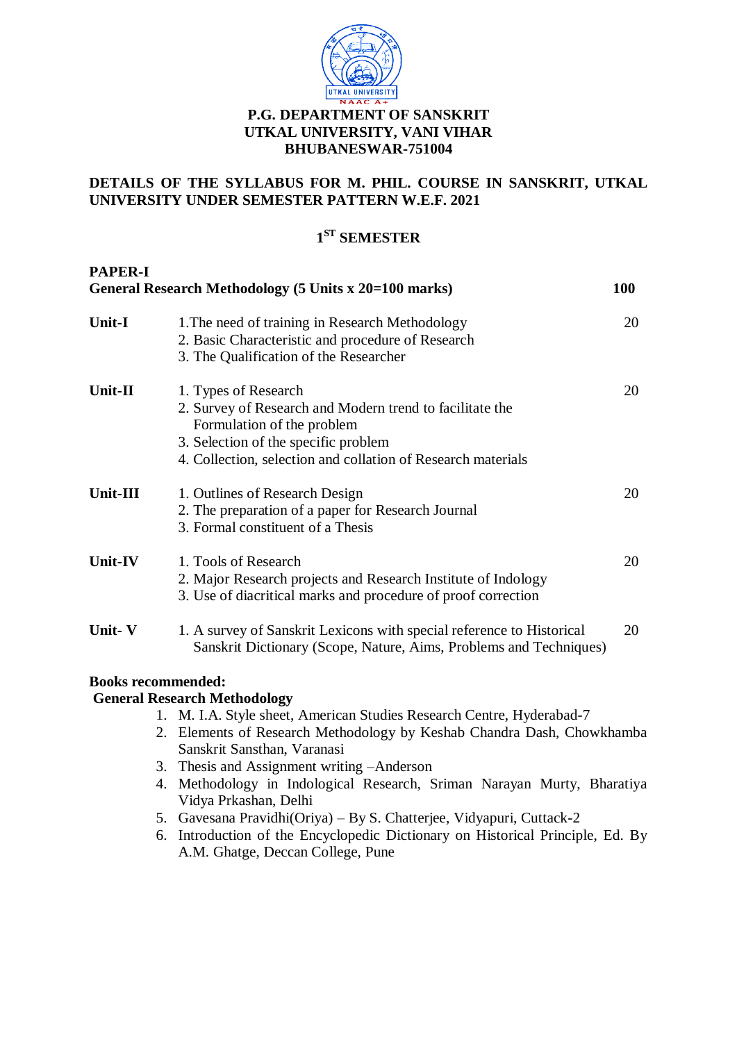UTKAL UNIVERSITY
NAAC A+

# P.G. DEPARTMENT OF SANSKRIT
# UTKAL UNIVERSITY, VANI VIHAR
# BHUBANESWAR-751004

**DETAILS OF THE SYLLABUS FOR M. PHIL. COURSE IN SANSKRIT, UTKAL UNIVERSITY UNDER SEMESTER PATTERN W.E.F. 2021**

## 1ST SEMESTER

**PAPER-I**

**General Research Methodology (5 Units x 20=100 marks)** **100**

| | | |
|---|---|---|
| **Unit-I** | 1.The need of training in Research Methodology<br>2. Basic Characteristic and procedure of Research<br>3. The Qualification of the Researcher | 20 |
| **Unit-II** | 1. Types of Research<br>2. Survey of Research and Modern trend to facilitate the Formulation of the problem<br>3. Selection of the specific problem<br>4. Collection, selection and collation of Research materials | 20 |
| **Unit-III** | 1. Outlines of Research Design<br>2. The preparation of a paper for Research Journal<br>3. Formal constituent of a Thesis | 20 |
| **Unit-IV** | 1. Tools of Research<br>2. Major Research projects and Research Institute of Indology<br>3. Use of diacritical marks and procedure of proof correction | 20 |
| **Unit- V** | 1. A survey of Sanskrit Lexicons with special reference to Historical Sanskrit Dictionary (Scope, Nature, Aims, Problems and Techniques) | 20 |

**Books recommended:**

**General Research Methodology**

1. M. I.A. Style sheet, American Studies Research Centre, Hyderabad-7
2. Elements of Research Methodology by Keshab Chandra Dash, Chowkhamba Sanskrit Sansthan, Varanasi
3. Thesis and Assignment writing –Anderson
4. Methodology in Indological Research, Sriman Narayan Murty, Bharatiya Vidya Prkashan, Delhi
5. Gavesana Pravidhi(Oriya) – By S. Chatterjee, Vidyapuri, Cuttack-2
6. Introduction of the Encyclopedic Dictionary on Historical Principle, Ed. By A.M. Ghatge, Deccan College, Pune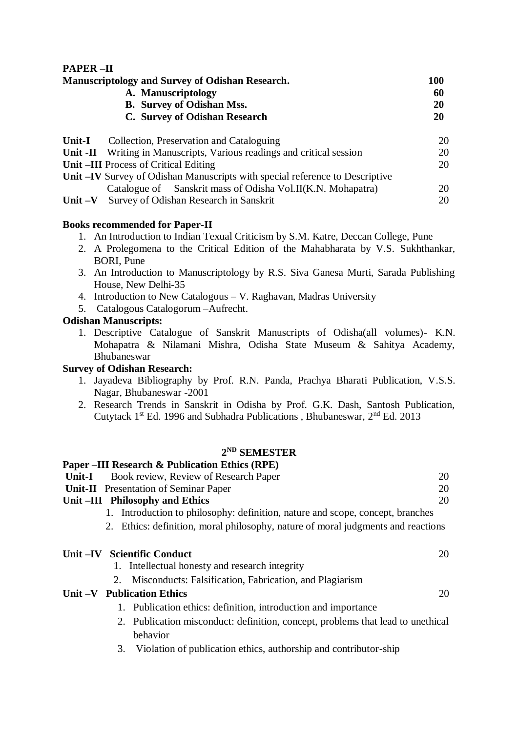**PAPER –II**

| | |
|---|---|
| **Manuscriptology and Survey of Odishan Research.** | **100** |
| **A. Manuscriptology** | **60** |
| **B. Survey of Odishan Mss.** | **20** |
| **C. Survey of Odishan Research** | **20** |

| | |
|---|---|
| **Unit-I** Collection, Preservation and Cataloguing | 20 |
| **Unit -II** Writing in Manuscripts, Various readings and critical session | 20 |
| **Unit –III** Process of Critical Editing | 20 |
| **Unit –IV** Survey of Odishan Manuscripts with special reference to Descriptive Catalogue of Sanskrit mass of Odisha Vol.II(K.N. Mohapatra) | 20 |
| **Unit –V** Survey of Odishan Research in Sanskrit | 20 |

**Books recommended for Paper-II**

1. An Introduction to Indian Texual Criticism by S.M. Katre, Deccan College, Pune
2. A Prolegomena to the Critical Edition of the Mahabharata by V.S. Sukhthankar, BORI, Pune
3. An Introduction to Manuscriptology by R.S. Siva Ganesa Murti, Sarada Publishing House, New Delhi-35
4. Introduction to New Catalogous – V. Raghavan, Madras University
5. Catalogous Catalogorum –Aufrecht.

**Odishan Manuscripts:**

1. Descriptive Catalogue of Sanskrit Manuscripts of Odisha(all volumes)- K.N. Mohapatra & Nilamani Mishra, Odisha State Museum & Sahitya Academy, Bhubaneswar

**Survey of Odishan Research:**

1. Jayadeva Bibliography by Prof. R.N. Panda, Prachya Bharati Publication, V.S.S. Nagar, Bhubaneswar -2001
2. Research Trends in Sanskrit in Odisha by Prof. G.K. Dash, Santosh Publication, Cutytack 1st Ed. 1996 and Subhadra Publications , Bhubaneswar, 2nd Ed. 2013

## 2ND SEMESTER

**Paper –III Research & Publication Ethics (RPE)**

| | |
|---|---|
| **Unit-I** Book review, Review of Research Paper | 20 |
| **Unit-II** Presentation of Seminar Paper | 20 |
| **Unit –III Philosophy and Ethics** | 20 |

1. Introduction to philosophy: definition, nature and scope, concept, branches
2. Ethics: definition, moral philosophy, nature of moral judgments and reactions

**Unit –IV Scientific Conduct** 20

1. Intellectual honesty and research integrity
2. Misconducts: Falsification, Fabrication, and Plagiarism

**Unit –V Publication Ethics** 20

1. Publication ethics: definition, introduction and importance
2. Publication misconduct: definition, concept, problems that lead to unethical behavior
3. Violation of publication ethics, authorship and contributor-ship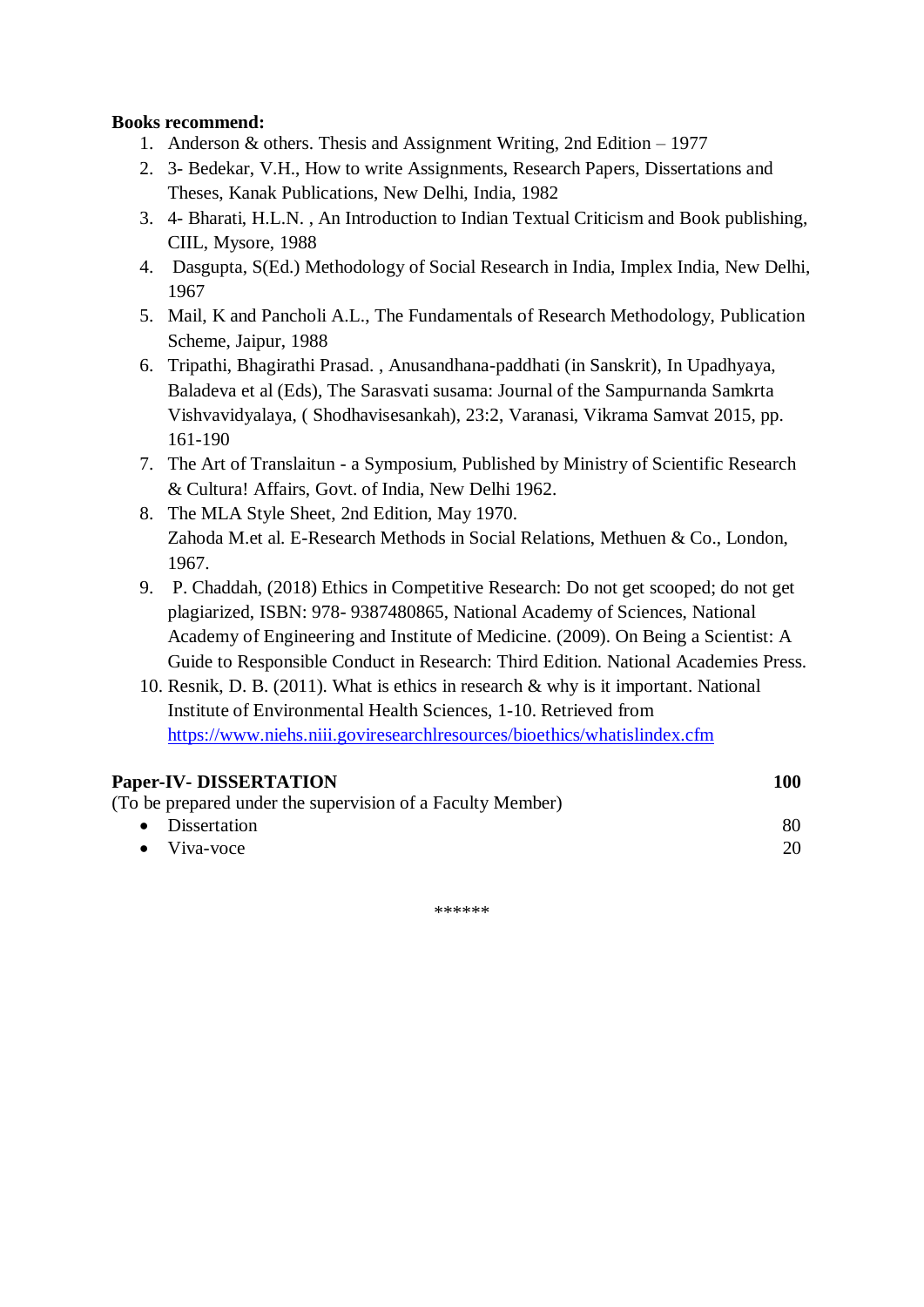**Books recommend:**

1. Anderson & others. Thesis and Assignment Writing, 2nd Edition – 1977
2. 3- Bedekar, V.H., How to write Assignments, Research Papers, Dissertations and Theses, Kanak Publications, New Delhi, India, 1982
3. 4- Bharati, H.L.N. , An Introduction to Indian Textual Criticism and Book publishing, CIIL, Mysore, 1988
4. Dasgupta, S(Ed.) Methodology of Social Research in India, Implex India, New Delhi, 1967
5. Mail, K and Pancholi A.L., The Fundamentals of Research Methodology, Publication Scheme, Jaipur, 1988
6. Tripathi, Bhagirathi Prasad. , Anusandhana-paddhati (in Sanskrit), In Upadhyaya, Baladeva et al (Eds), The Sarasvati susama: Journal of the Sampurnanda Samkrta Vishvavidyalaya, ( Shodhavisesankah), 23:2, Varanasi, Vikrama Samvat 2015, pp. 161-190
7. The Art of Translaitun - a Symposium, Published by Ministry of Scientific Research & Cultura! Affairs, Govt. of India, New Delhi 1962.
8. The MLA Style Sheet, 2nd Edition, May 1970.
   Zahoda M.et al. E-Research Methods in Social Relations, Methuen & Co., London, 1967.
9. P. Chaddah, (2018) Ethics in Competitive Research: Do not get scooped; do not get plagiarized, ISBN: 978- 9387480865, National Academy of Sciences, National Academy of Engineering and Institute of Medicine. (2009). On Being a Scientist: A Guide to Responsible Conduct in Research: Third Edition. National Academies Press.
10. Resnik, D. B. (2011). What is ethics in research & why is it important. National Institute of Environmental Health Sciences, 1-10. Retrieved from https://www.niehs.niii.goviresearchlresources/bioethics/whatislindex.cfm

**Paper-IV- DISSERTATION** **100**

(To be prepared under the supervision of a Faculty Member)

- Dissertation 80
- Viva-voce 20

******